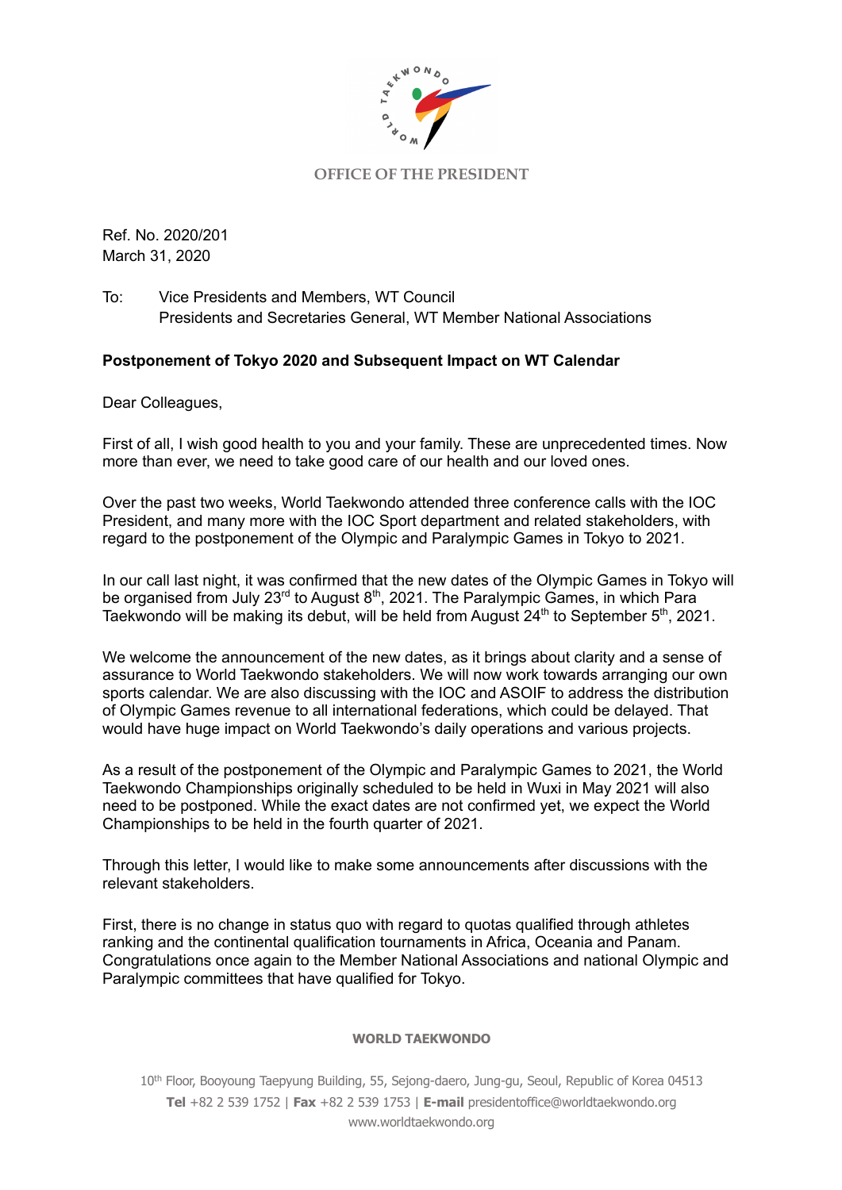OFFICE OF THE PRESIDENT

Ref. No. 2020/201
March 31, 2020

To: Vice Presidents and Members, WT Council
Presidents and Secretaries General, WT Member National Associations

**Postponement of Tokyo 2020 and Subsequent Impact on WT Calendar**

Dear Colleagues,

First of all, I wish good health to you and your family. These are unprecedented times. Now more than ever, we need to take good care of our health and our loved ones.

Over the past two weeks, World Taekwondo attended three conference calls with the IOC President, and many more with the IOC Sport department and related stakeholders, with regard to the postponement of the Olympic and Paralympic Games in Tokyo to 2021.

In our call last night, it was confirmed that the new dates of the Olympic Games in Tokyo will be organised from July 23rd to August 8th, 2021. The Paralympic Games, in which Para Taekwondo will be making its debut, will be held from August 24th to September 5th, 2021.

We welcome the announcement of the new dates, as it brings about clarity and a sense of assurance to World Taekwondo stakeholders. We will now work towards arranging our own sports calendar. We are also discussing with the IOC and ASOIF to address the distribution of Olympic Games revenue to all international federations, which could be delayed. That would have huge impact on World Taekwondo's daily operations and various projects.

As a result of the postponement of the Olympic and Paralympic Games to 2021, the World Taekwondo Championships originally scheduled to be held in Wuxi in May 2021 will also need to be postponed. While the exact dates are not confirmed yet, we expect the World Championships to be held in the fourth quarter of 2021.

Through this letter, I would like to make some announcements after discussions with the relevant stakeholders.

First, there is no change in status quo with regard to quotas qualified through athletes ranking and the continental qualification tournaments in Africa, Oceania and Panam. Congratulations once again to the Member National Associations and national Olympic and Paralympic committees that have qualified for Tokyo.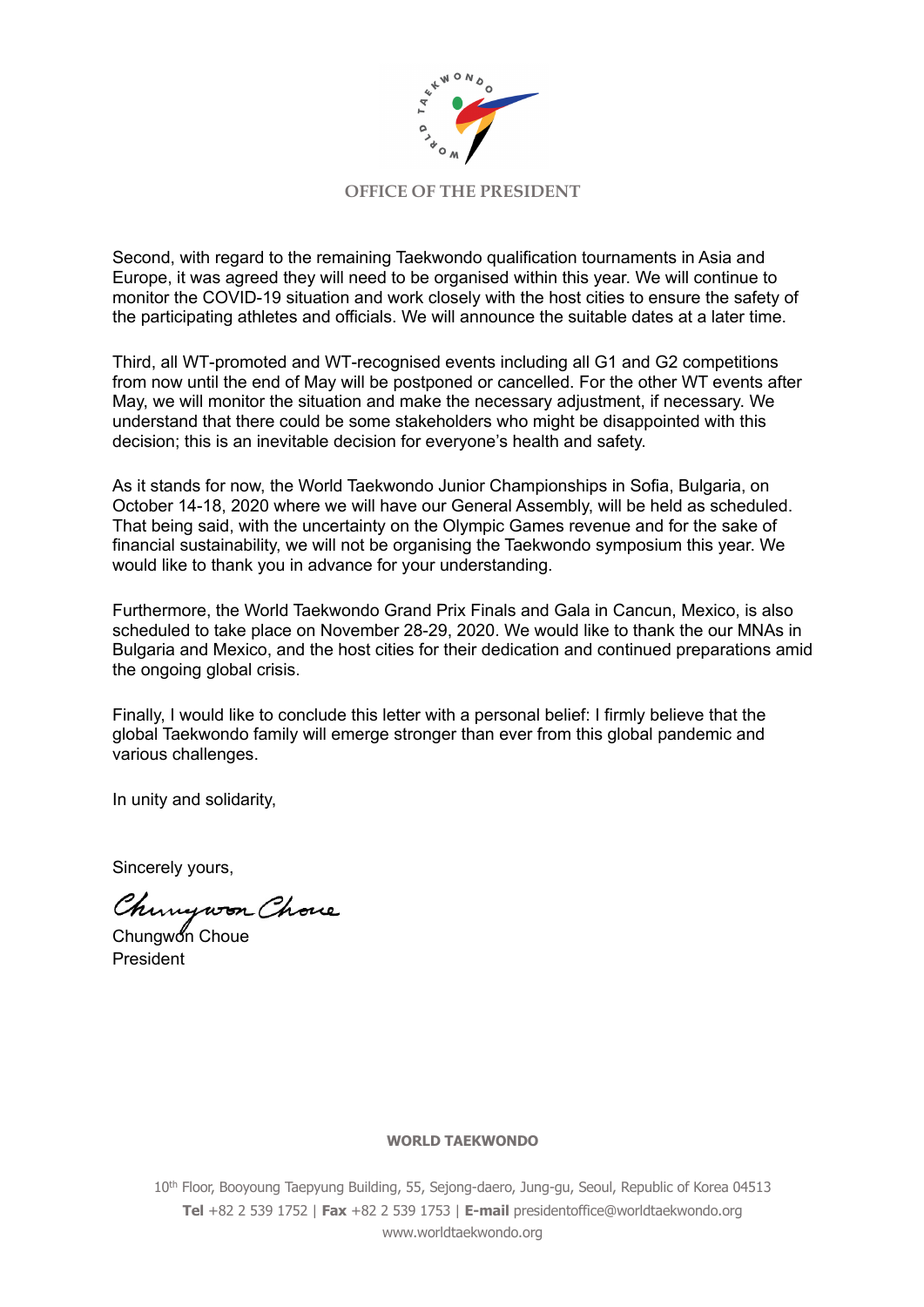OFFICE OF THE PRESIDENT

Second, with regard to the remaining Taekwondo qualification tournaments in Asia and Europe, it was agreed they will need to be organised within this year. We will continue to monitor the COVID-19 situation and work closely with the host cities to ensure the safety of the participating athletes and officials. We will announce the suitable dates at a later time.

Third, all WT-promoted and WT-recognised events including all G1 and G2 competitions from now until the end of May will be postponed or cancelled. For the other WT events after May, we will monitor the situation and make the necessary adjustment, if necessary. We understand that there could be some stakeholders who might be disappointed with this decision; this is an inevitable decision for everyone's health and safety.

As it stands for now, the World Taekwondo Junior Championships in Sofia, Bulgaria, on October 14-18, 2020 where we will have our General Assembly, will be held as scheduled. That being said, with the uncertainty on the Olympic Games revenue and for the sake of financial sustainability, we will not be organising the Taekwondo symposium this year. We would like to thank you in advance for your understanding.

Furthermore, the World Taekwondo Grand Prix Finals and Gala in Cancun, Mexico, is also scheduled to take place on November 28-29, 2020. We would like to thank the our MNAs in Bulgaria and Mexico, and the host cities for their dedication and continued preparations amid the ongoing global crisis.

Finally, I would like to conclude this letter with a personal belief: I firmly believe that the global Taekwondo family will emerge stronger than ever from this global pandemic and various challenges.

In unity and solidarity,

Sincerely yours,

Chungwon Choue
President

**WORLD TAEKWONDO**

10th Floor, Booyoung Taepyung Building, 55, Sejong-daero, Jung-gu, Seoul, Republic of Korea 04513
**Tel** +82 2 539 1752 | **Fax** +82 2 539 1753 | **E-mail** presidentoffice@worldtaekwondo.org
www.worldtaekwondo.org